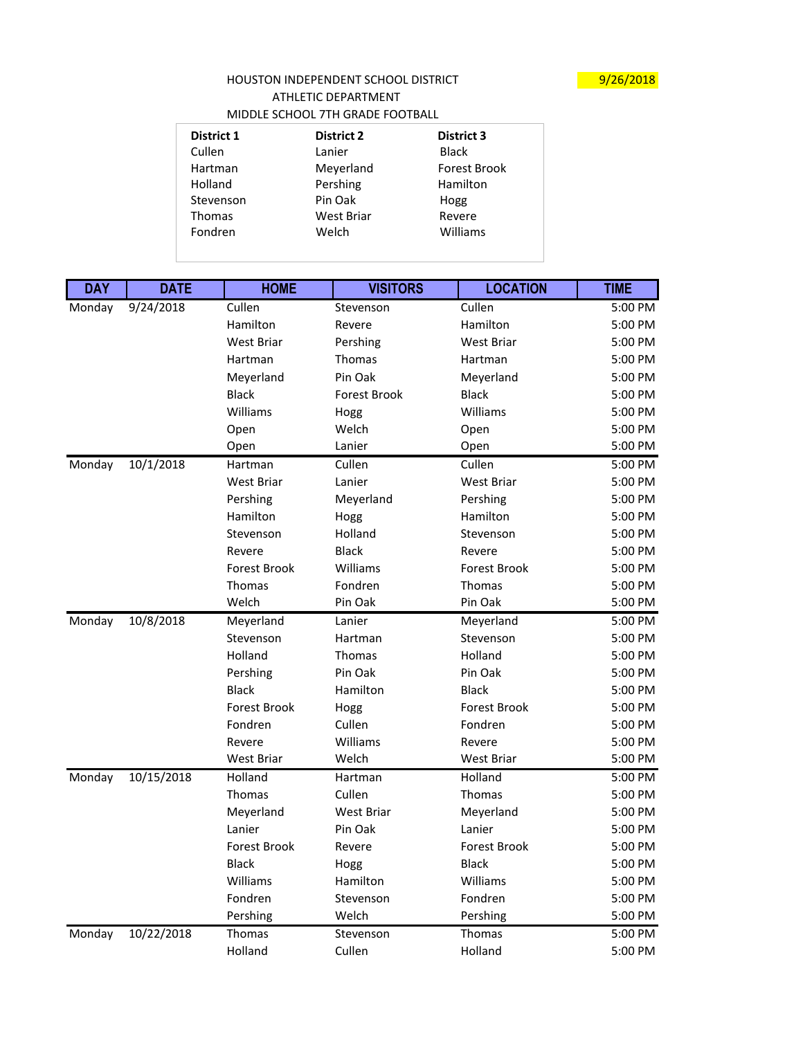HOUSTON INDEPENDENT SCHOOL DISTRICT

ATHLETIC DEPARTMENT

MIDDLE SCHOOL 7TH GRADE FOOTBALL

9/26/2018

| District 1 | District 2 | District 3 |
|---|---|---|
| Cullen | Lanier | Black |
| Hartman | Meyerland | Forest Brook |
| Holland | Pershing | Hamilton |
| Stevenson | Pin Oak | Hogg |
| Thomas | West Briar | Revere |
| Fondren | Welch | Williams |

| DAY | DATE | HOME | VISITORS | LOCATION | TIME |
|---|---|---|---|---|---|
| Monday | 9/24/2018 | Cullen | Stevenson | Cullen | 5:00 PM |
| | | Hamilton | Revere | Hamilton | 5:00 PM |
| | | West Briar | Pershing | West Briar | 5:00 PM |
| | | Hartman | Thomas | Hartman | 5:00 PM |
| | | Meyerland | Pin Oak | Meyerland | 5:00 PM |
| | | Black | Forest Brook | Black | 5:00 PM |
| | | Williams | Hogg | Williams | 5:00 PM |
| | | Open | Welch | Open | 5:00 PM |
| | | Open | Lanier | Open | 5:00 PM |
| Monday | 10/1/2018 | Hartman | Cullen | Cullen | 5:00 PM |
| | | West Briar | Lanier | West Briar | 5:00 PM |
| | | Pershing | Meyerland | Pershing | 5:00 PM |
| | | Hamilton | Hogg | Hamilton | 5:00 PM |
| | | Stevenson | Holland | Stevenson | 5:00 PM |
| | | Revere | Black | Revere | 5:00 PM |
| | | Forest Brook | Williams | Forest Brook | 5:00 PM |
| | | Thomas | Fondren | Thomas | 5:00 PM |
| | | Welch | Pin Oak | Pin Oak | 5:00 PM |
| Monday | 10/8/2018 | Meyerland | Lanier | Meyerland | 5:00 PM |
| | | Stevenson | Hartman | Stevenson | 5:00 PM |
| | | Holland | Thomas | Holland | 5:00 PM |
| | | Pershing | Pin Oak | Pin Oak | 5:00 PM |
| | | Black | Hamilton | Black | 5:00 PM |
| | | Forest Brook | Hogg | Forest Brook | 5:00 PM |
| | | Fondren | Cullen | Fondren | 5:00 PM |
| | | Revere | Williams | Revere | 5:00 PM |
| | | West Briar | Welch | West Briar | 5:00 PM |
| Monday | 10/15/2018 | Holland | Hartman | Holland | 5:00 PM |
| | | Thomas | Cullen | Thomas | 5:00 PM |
| | | Meyerland | West Briar | Meyerland | 5:00 PM |
| | | Lanier | Pin Oak | Lanier | 5:00 PM |
| | | Forest Brook | Revere | Forest Brook | 5:00 PM |
| | | Black | Hogg | Black | 5:00 PM |
| | | Williams | Hamilton | Williams | 5:00 PM |
| | | Fondren | Stevenson | Fondren | 5:00 PM |
| | | Pershing | Welch | Pershing | 5:00 PM |
| Monday | 10/22/2018 | Thomas | Stevenson | Thomas | 5:00 PM |
| | | Holland | Cullen | Holland | 5:00 PM |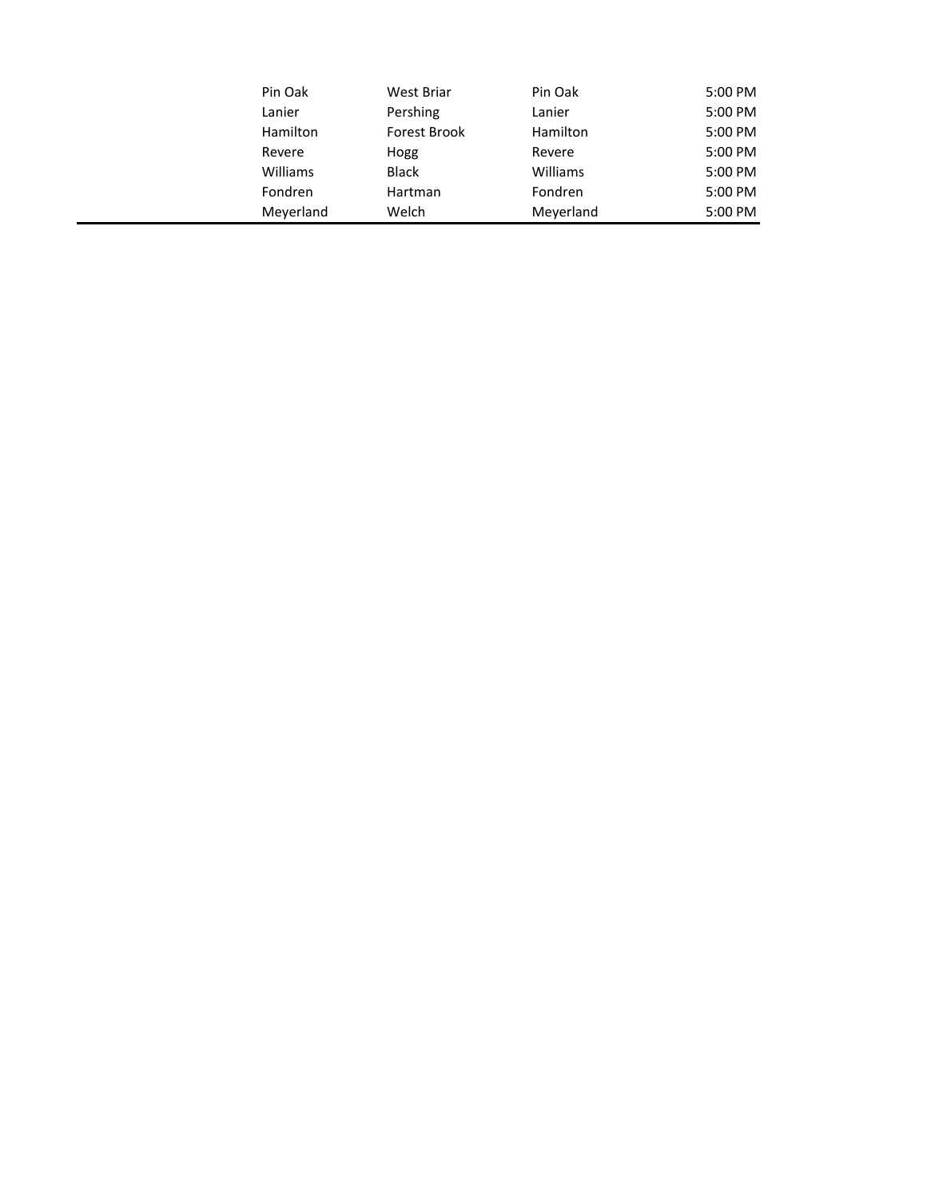| | | | |
|---|---|---|---|
| Pin Oak | West Briar | Pin Oak | 5:00 PM |
| Lanier | Pershing | Lanier | 5:00 PM |
| Hamilton | Forest Brook | Hamilton | 5:00 PM |
| Revere | Hogg | Revere | 5:00 PM |
| Williams | Black | Williams | 5:00 PM |
| Fondren | Hartman | Fondren | 5:00 PM |
| Meyerland | Welch | Meyerland | 5:00 PM |